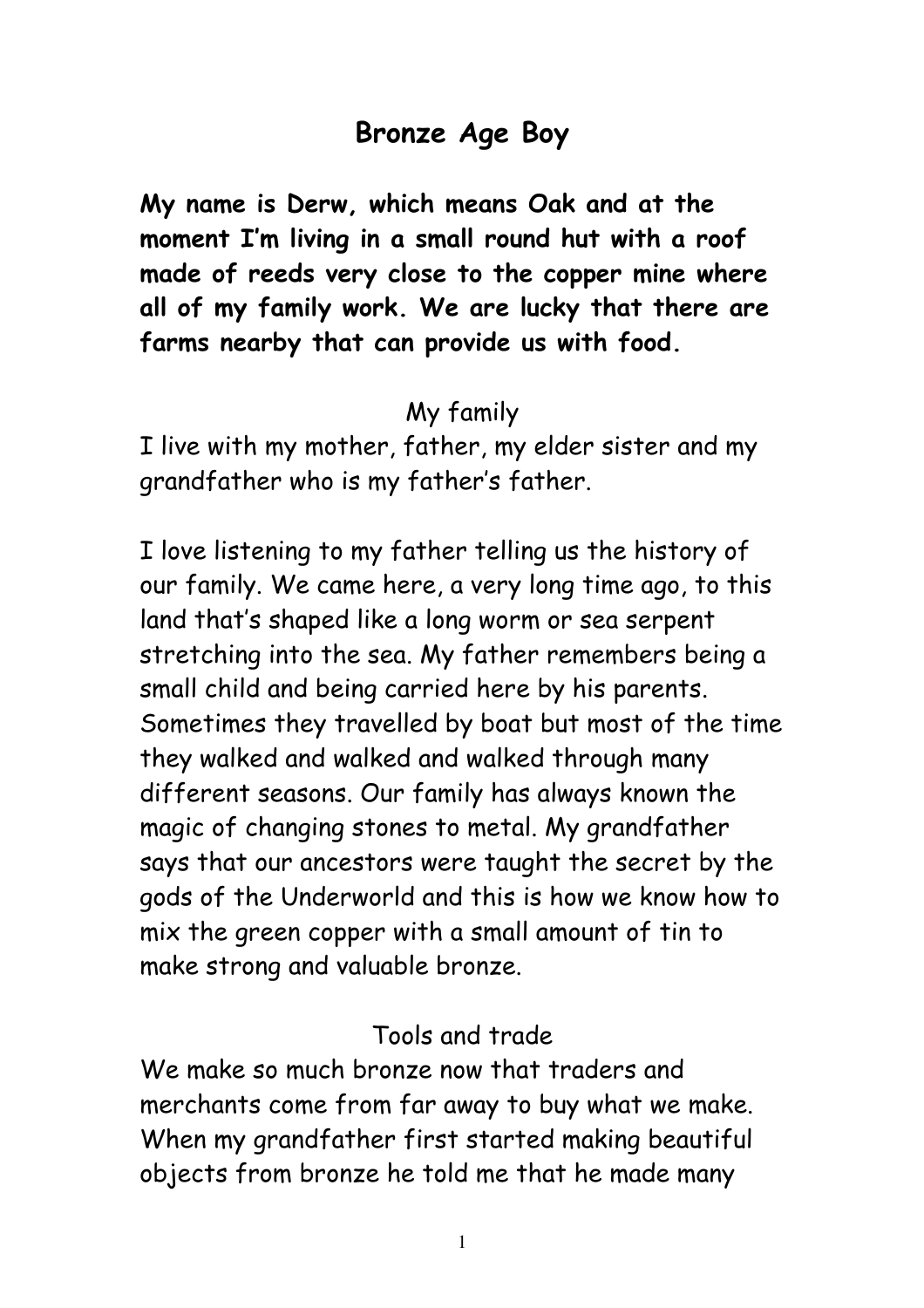# Bronze Age Boy

**My name is Derw, which means Oak and at the moment I'm living in a small round hut with a roof made of reeds very close to the copper mine where all of my family work. We are lucky that there are farms nearby that can provide us with food.**

## My family

I live with my mother, father, my elder sister and my grandfather who is my father's father.

I love listening to my father telling us the history of our family. We came here, a very long time ago, to this land that's shaped like a long worm or sea serpent stretching into the sea. My father remembers being a small child and being carried here by his parents. Sometimes they travelled by boat but most of the time they walked and walked and walked through many different seasons. Our family has always known the magic of changing stones to metal. My grandfather says that our ancestors were taught the secret by the gods of the Underworld and this is how we know how to mix the green copper with a small amount of tin to make strong and valuable bronze.

## Tools and trade

We make so much bronze now that traders and merchants come from far away to buy what we make. When my grandfather first started making beautiful objects from bronze he told me that he made many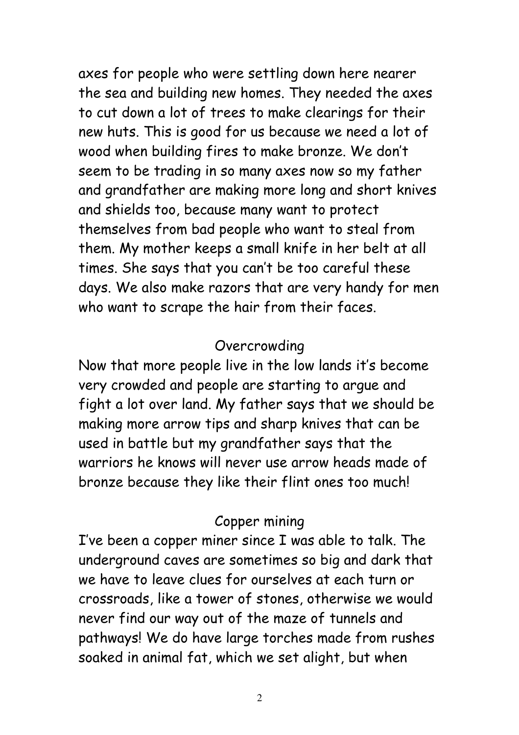axes for people who were settling down here nearer the sea and building new homes. They needed the axes to cut down a lot of trees to make clearings for their new huts. This is good for us because we need a lot of wood when building fires to make bronze. We don't seem to be trading in so many axes now so my father and grandfather are making more long and short knives and shields too, because many want to protect themselves from bad people who want to steal from them. My mother keeps a small knife in her belt at all times. She says that you can't be too careful these days. We also make razors that are very handy for men who want to scrape the hair from their faces.

## Overcrowding

Now that more people live in the low lands it's become very crowded and people are starting to argue and fight a lot over land. My father says that we should be making more arrow tips and sharp knives that can be used in battle but my grandfather says that the warriors he knows will never use arrow heads made of bronze because they like their flint ones too much!

## Copper mining

I've been a copper miner since I was able to talk. The underground caves are sometimes so big and dark that we have to leave clues for ourselves at each turn or crossroads, like a tower of stones, otherwise we would never find our way out of the maze of tunnels and pathways! We do have large torches made from rushes soaked in animal fat, which we set alight, but when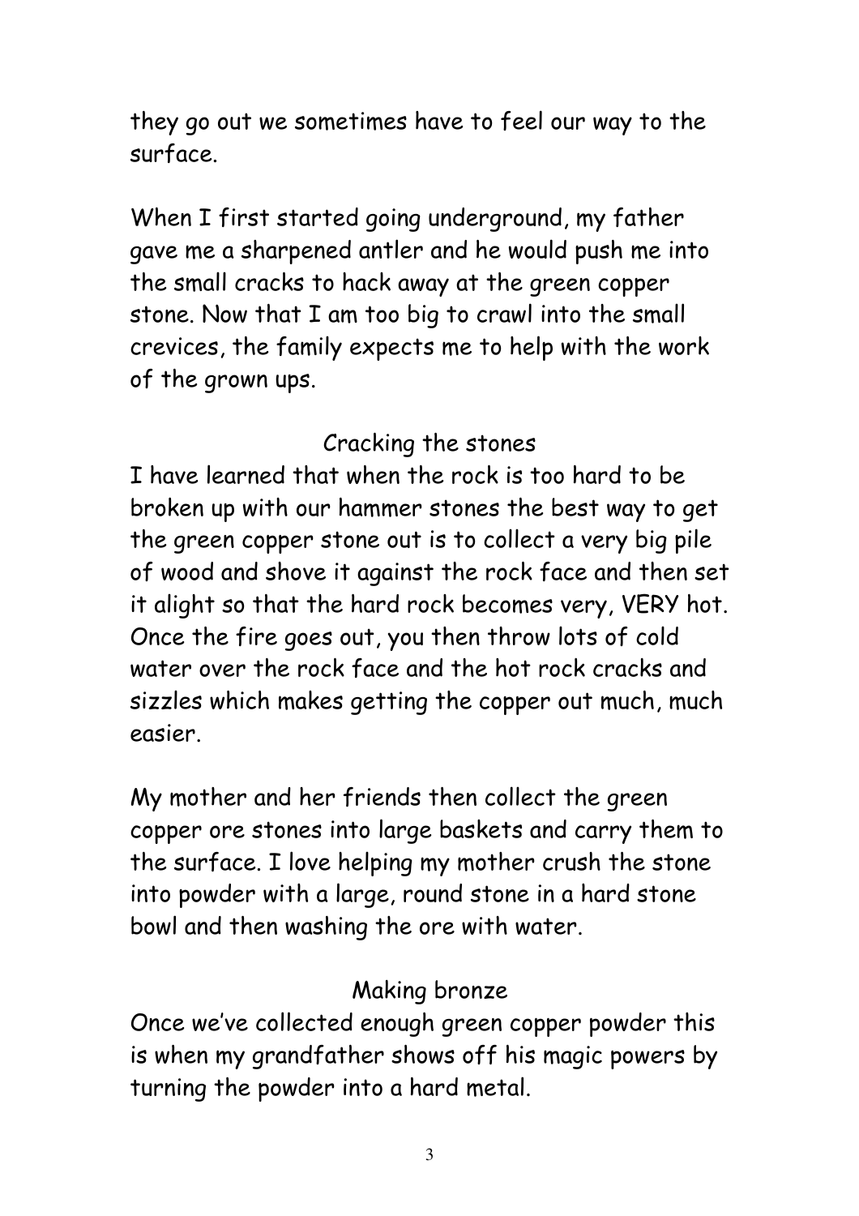they go out we sometimes have to feel our way to the surface.

When I first started going underground, my father gave me a sharpened antler and he would push me into the small cracks to hack away at the green copper stone. Now that I am too big to crawl into the small crevices, the family expects me to help with the work of the grown ups.

### Cracking the stones

I have learned that when the rock is too hard to be broken up with our hammer stones the best way to get the green copper stone out is to collect a very big pile of wood and shove it against the rock face and then set it alight so that the hard rock becomes very, VERY hot. Once the fire goes out, you then throw lots of cold water over the rock face and the hot rock cracks and sizzles which makes getting the copper out much, much easier.

My mother and her friends then collect the green copper ore stones into large baskets and carry them to the surface. I love helping my mother crush the stone into powder with a large, round stone in a hard stone bowl and then washing the ore with water.

### Making bronze

Once we've collected enough green copper powder this is when my grandfather shows off his magic powers by turning the powder into a hard metal.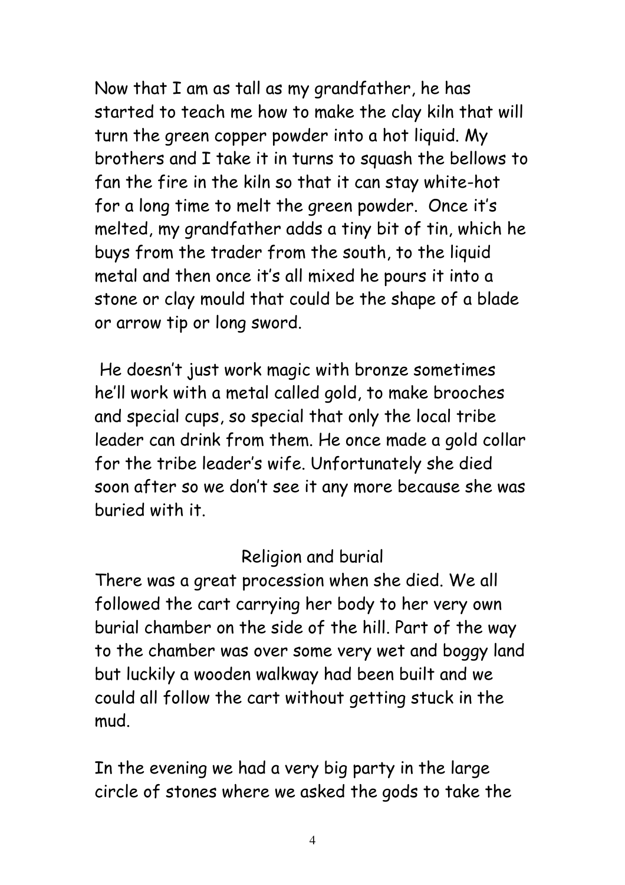Now that I am as tall as my grandfather, he has started to teach me how to make the clay kiln that will turn the green copper powder into a hot liquid. My brothers and I take it in turns to squash the bellows to fan the fire in the kiln so that it can stay white-hot for a long time to melt the green powder. Once it's melted, my grandfather adds a tiny bit of tin, which he buys from the trader from the south, to the liquid metal and then once it's all mixed he pours it into a stone or clay mould that could be the shape of a blade or arrow tip or long sword.

He doesn't just work magic with bronze sometimes he'll work with a metal called gold, to make brooches and special cups, so special that only the local tribe leader can drink from them. He once made a gold collar for the tribe leader's wife. Unfortunately she died soon after so we don't see it any more because she was buried with it.

## Religion and burial

There was a great procession when she died. We all followed the cart carrying her body to her very own burial chamber on the side of the hill. Part of the way to the chamber was over some very wet and boggy land but luckily a wooden walkway had been built and we could all follow the cart without getting stuck in the mud.

In the evening we had a very big party in the large circle of stones where we asked the gods to take the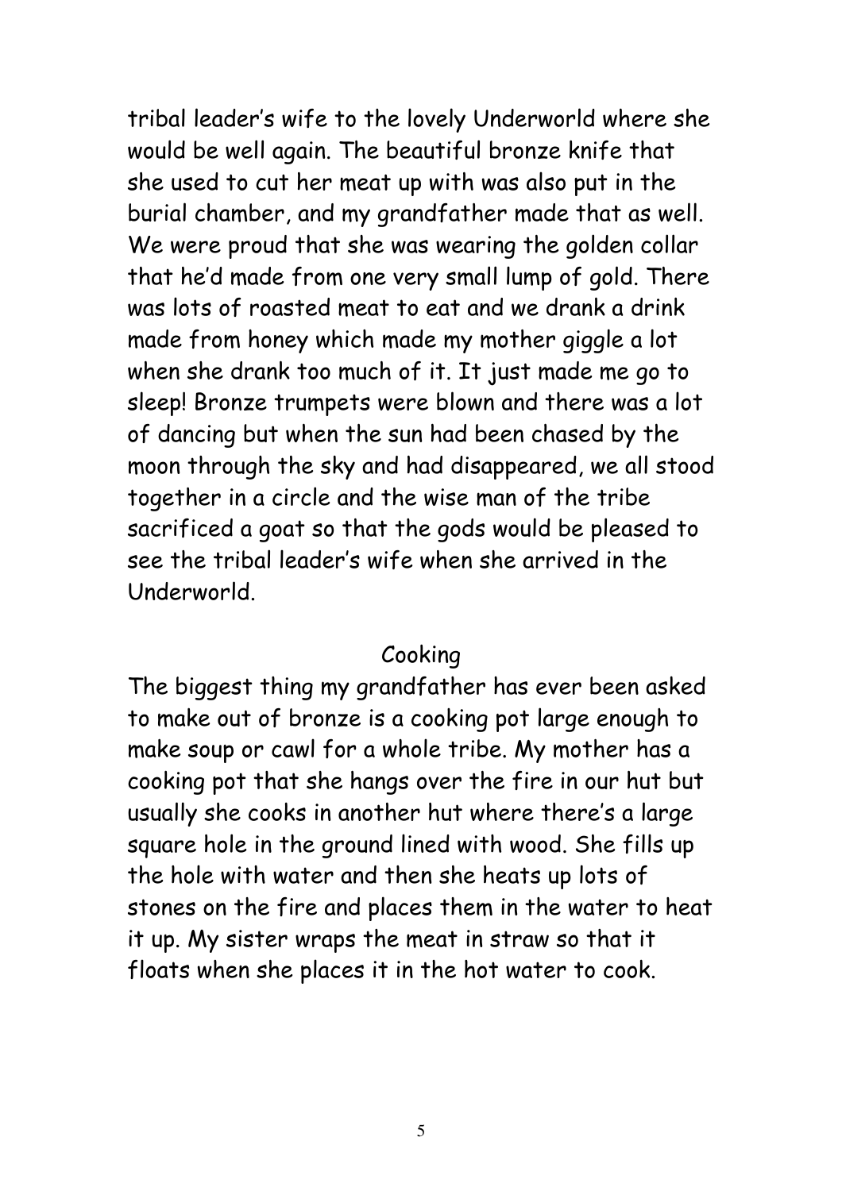tribal leader's wife to the lovely Underworld where she would be well again. The beautiful bronze knife that she used to cut her meat up with was also put in the burial chamber, and my grandfather made that as well. We were proud that she was wearing the golden collar that he'd made from one very small lump of gold. There was lots of roasted meat to eat and we drank a drink made from honey which made my mother giggle a lot when she drank too much of it. It just made me go to sleep! Bronze trumpets were blown and there was a lot of dancing but when the sun had been chased by the moon through the sky and had disappeared, we all stood together in a circle and the wise man of the tribe sacrificed a goat so that the gods would be pleased to see the tribal leader's wife when she arrived in the Underworld.

## Cooking

The biggest thing my grandfather has ever been asked to make out of bronze is a cooking pot large enough to make soup or cawl for a whole tribe. My mother has a cooking pot that she hangs over the fire in our hut but usually she cooks in another hut where there's a large square hole in the ground lined with wood. She fills up the hole with water and then she heats up lots of stones on the fire and places them in the water to heat it up. My sister wraps the meat in straw so that it floats when she places it in the hot water to cook.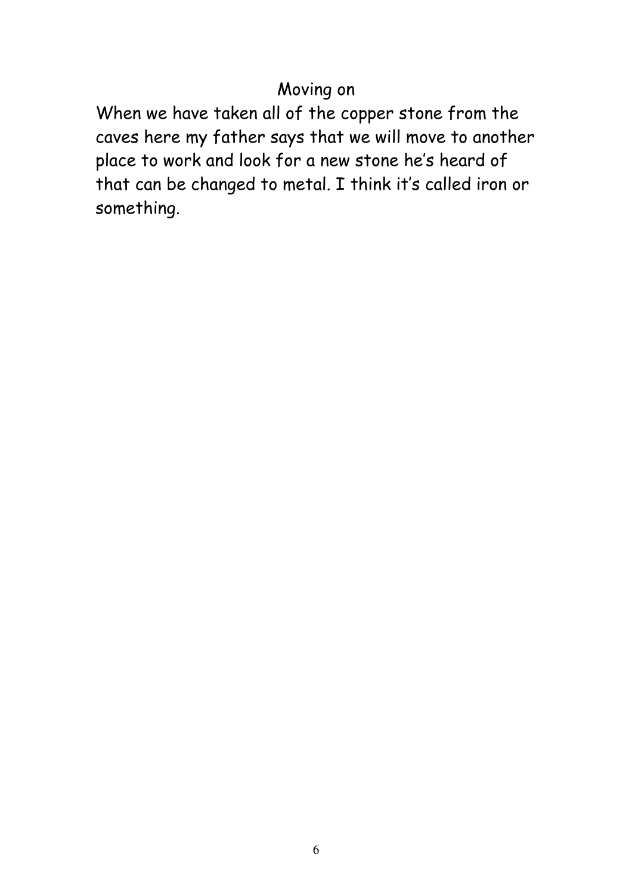## Moving on

When we have taken all of the copper stone from the caves here my father says that we will move to another place to work and look for a new stone he's heard of that can be changed to metal. I think it's called iron or something.